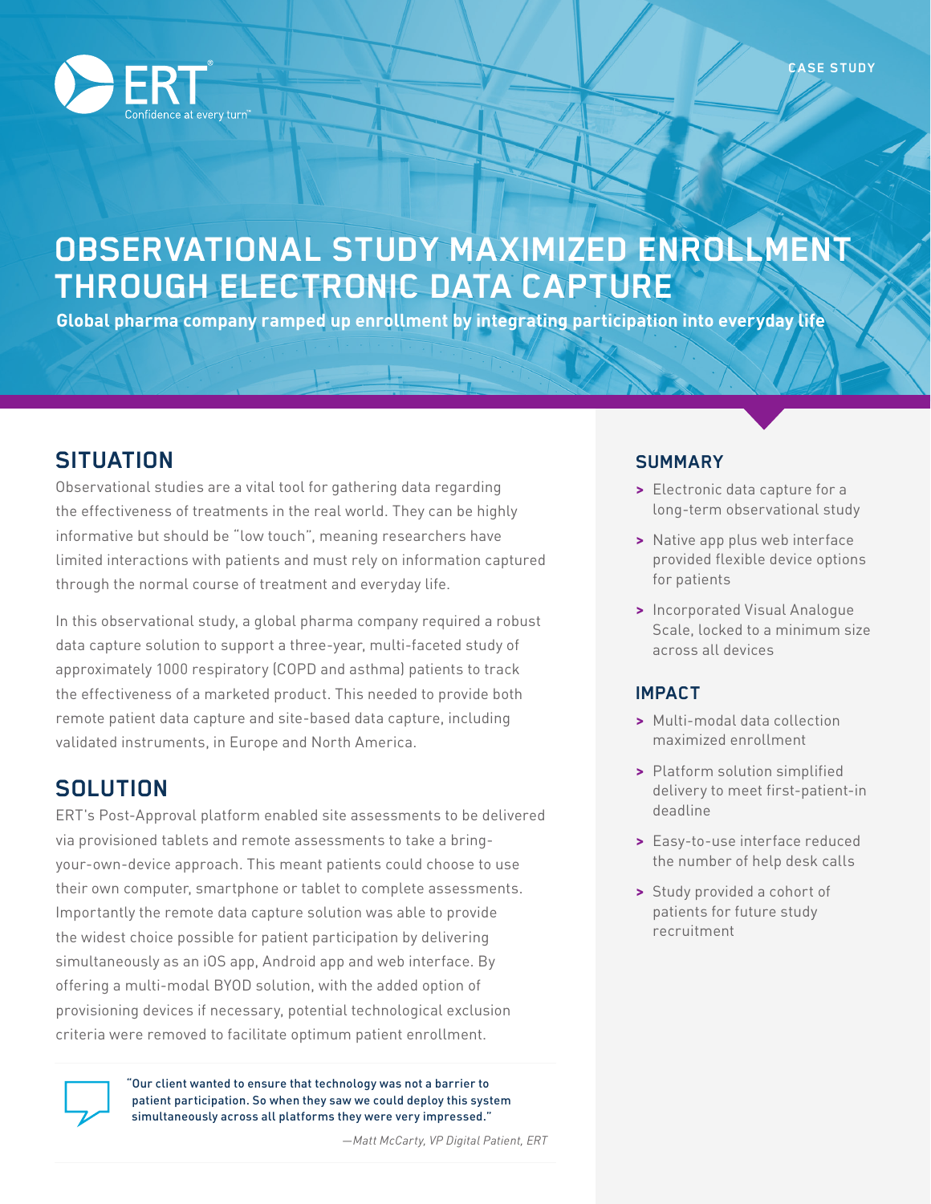CASE STUDY

# OBSERVATIONAL STUDY MAXIMIZED ENROLLMENT THROUGH ELECTRONIC DATA CAPTURE

**Global pharma company ramped up enrollment by integrating participation into everyday life**

## SITUATION

Observational studies are a vital tool for gathering data regarding the effectiveness of treatments in the real world. They can be highly informative but should be "low touch", meaning researchers have limited interactions with patients and must rely on information captured through the normal course of treatment and everyday life.

In this observational study, a global pharma company required a robust data capture solution to support a three-year, multi-faceted study of approximately 1000 respiratory (COPD and asthma) patients to track the effectiveness of a marketed product. This needed to provide both remote patient data capture and site-based data capture, including validated instruments, in Europe and North America.

## SOLUTION

ERT's Post-Approval platform enabled site assessments to be delivered via provisioned tablets and remote assessments to take a bring-your-own-device approach. This meant patients could choose to use their own computer, smartphone or tablet to complete assessments. Importantly the remote data capture solution was able to provide the widest choice possible for patient participation by delivering simultaneously as an iOS app, Android app and web interface. By offering a multi-modal BYOD solution, with the added option of provisioning devices if necessary, potential technological exclusion criteria were removed to facilitate optimum patient enrollment.

> "Our client wanted to ensure that technology was not a barrier to patient participation. So when they saw we could deploy this system simultaneously across all platforms they were very impressed."
>
> *—Matt McCarty, VP Digital Patient, ERT*

## SUMMARY

- Electronic data capture for a long-term observational study
- Native app plus web interface provided flexible device options for patients
- Incorporated Visual Analogue Scale, locked to a minimum size across all devices

## IMPACT

- Multi-modal data collection maximized enrollment
- Platform solution simplified delivery to meet first-patient-in deadline
- Easy-to-use interface reduced the number of help desk calls
- Study provided a cohort of patients for future study recruitment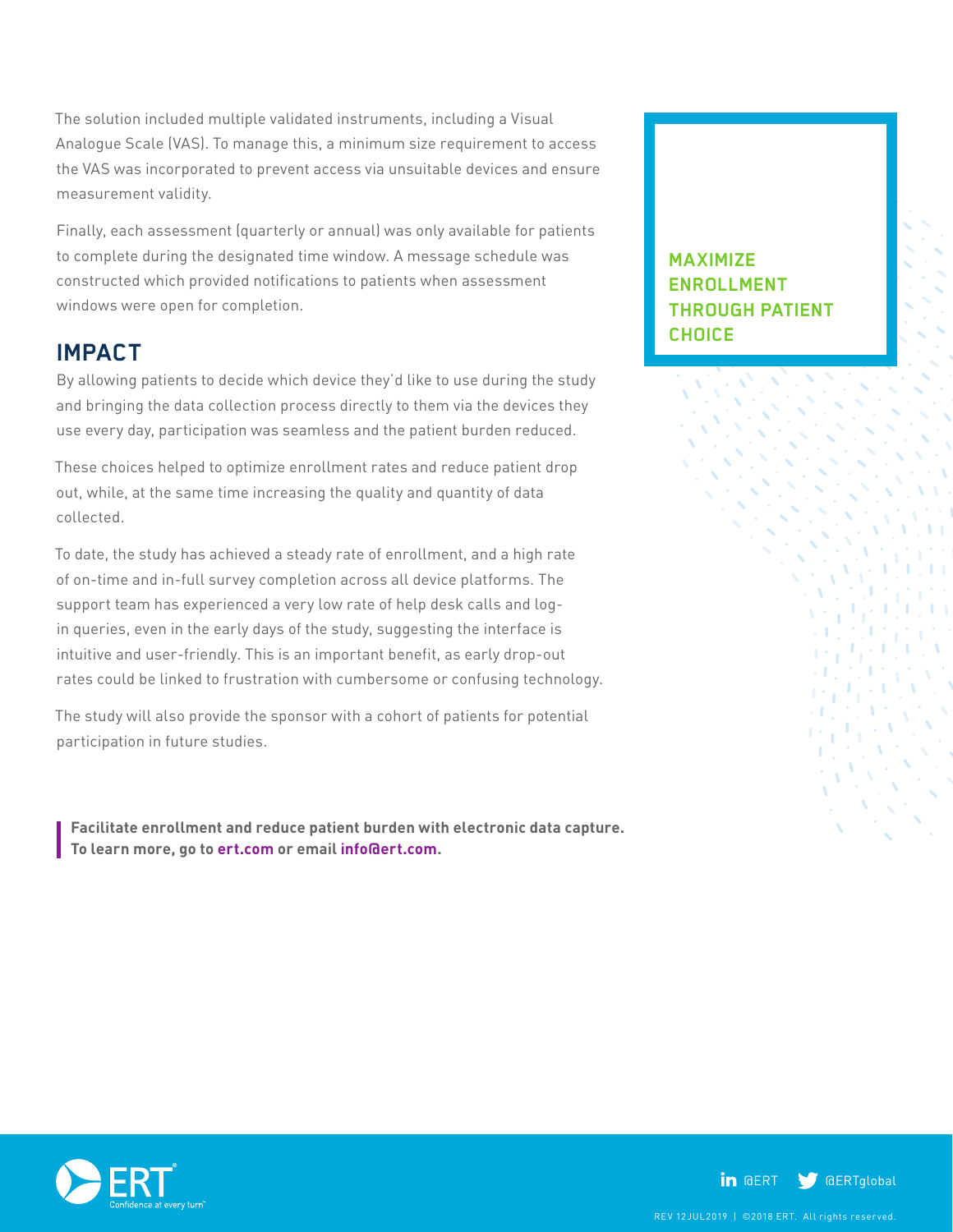The solution included multiple validated instruments, including a Visual Analogue Scale (VAS). To manage this, a minimum size requirement to access the VAS was incorporated to prevent access via unsuitable devices and ensure measurement validity.

Finally, each assessment (quarterly or annual) was only available for patients to complete during the designated time window. A message schedule was constructed which provided notifications to patients when assessment windows were open for completion.

**MAXIMIZE ENROLLMENT THROUGH PATIENT CHOICE**

## IMPACT

By allowing patients to decide which device they'd like to use during the study and bringing the data collection process directly to them via the devices they use every day, participation was seamless and the patient burden reduced.

These choices helped to optimize enrollment rates and reduce patient drop out, while, at the same time increasing the quality and quantity of data collected.

To date, the study has achieved a steady rate of enrollment, and a high rate of on-time and in-full survey completion across all device platforms. The support team has experienced a very low rate of help desk calls and log-in queries, even in the early days of the study, suggesting the interface is intuitive and user-friendly. This is an important benefit, as early drop-out rates could be linked to frustration with cumbersome or confusing technology.

The study will also provide the sponsor with a cohort of patients for potential participation in future studies.

**Facilitate enrollment and reduce patient burden with electronic data capture. To learn more, go to ert.com or email info@ert.com.**

ERT Confidence at every turn™

@ERT @ERTglobal

REV 12JUL2019 | ©2018 ERT. All rights reserved.